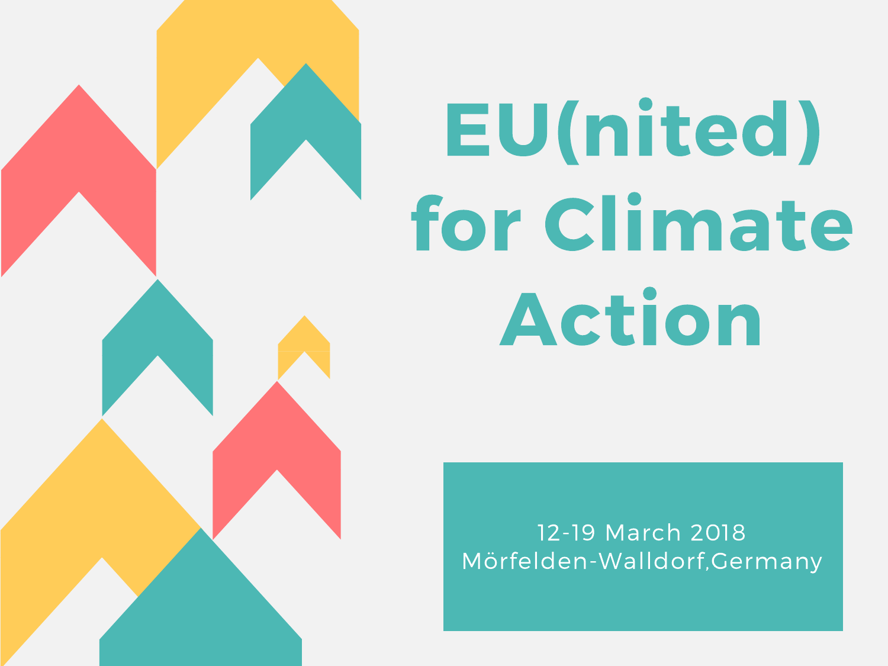# EU(nited) for Climate Action

12-19 March 2018
Mörfelden-Walldorf,Germany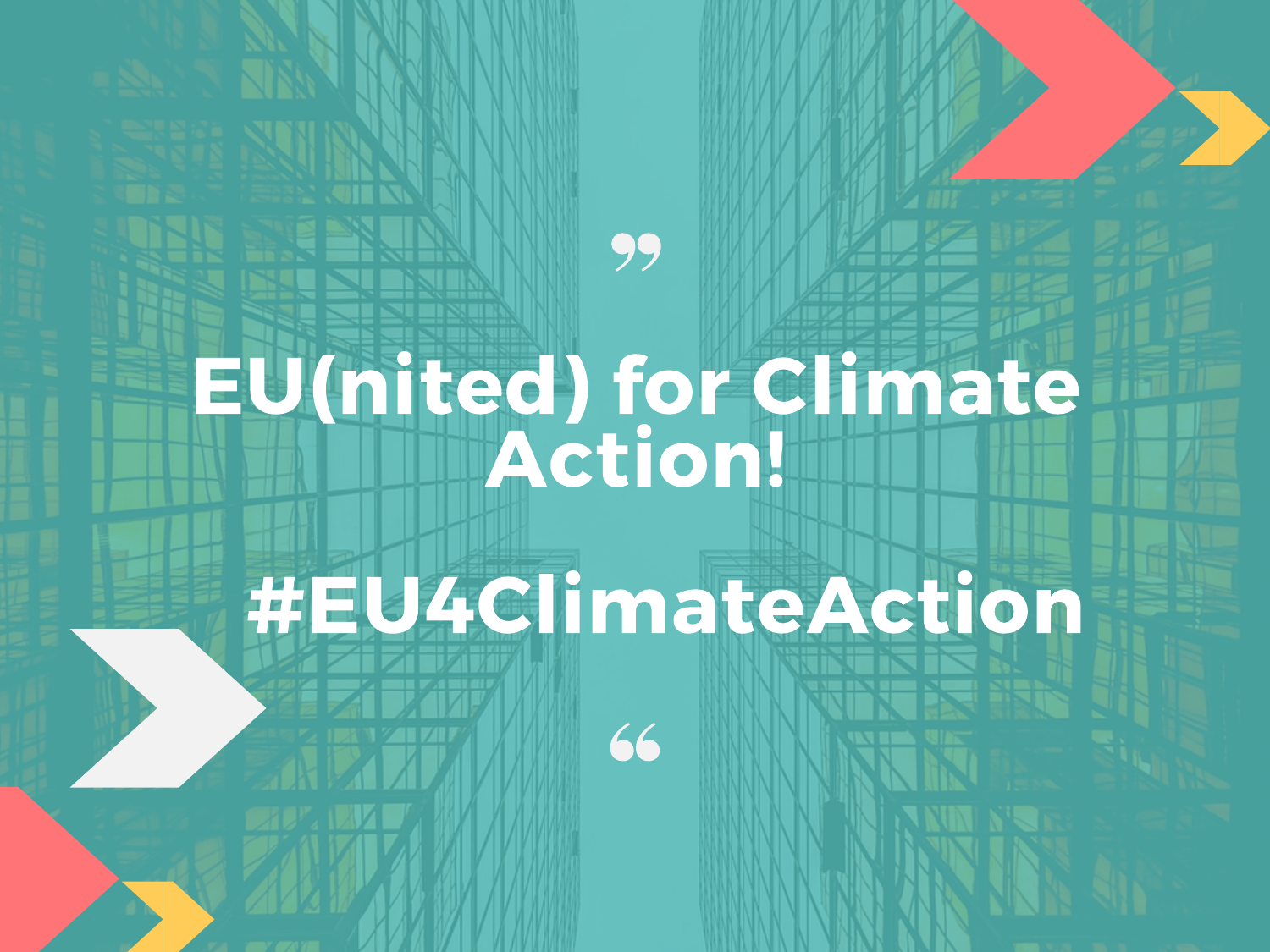# EU(nited) for Climate Action!

#EU4ClimateAction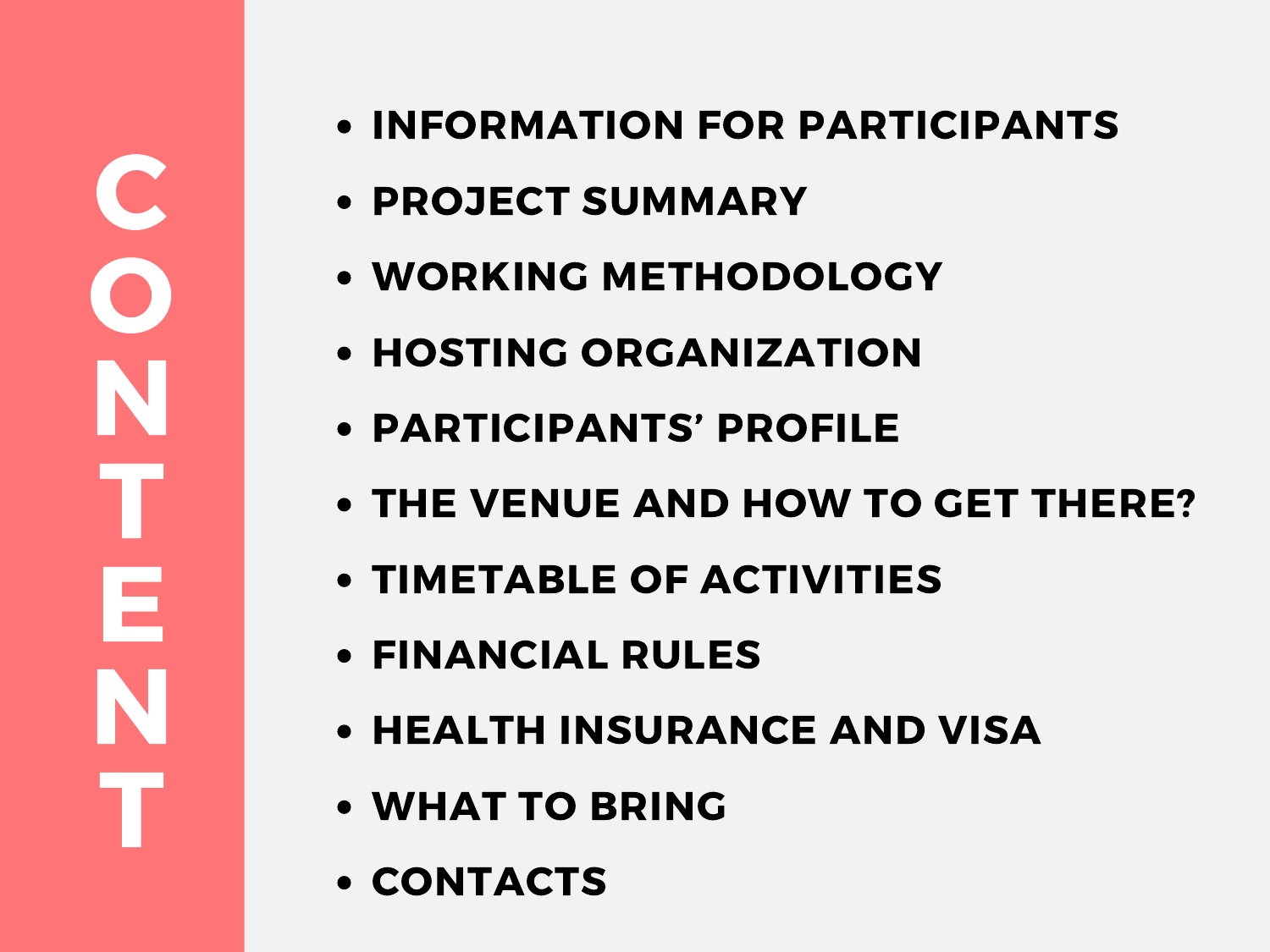# CONTENT

- INFORMATION FOR PARTICIPANTS
- PROJECT SUMMARY
- WORKING METHODOLOGY
- HOSTING ORGANIZATION
- PARTICIPANTS' PROFILE
- THE VENUE AND HOW TO GET THERE?
- TIMETABLE OF ACTIVITIES
- FINANCIAL RULES
- HEALTH INSURANCE AND VISA
- WHAT TO BRING
- CONTACTS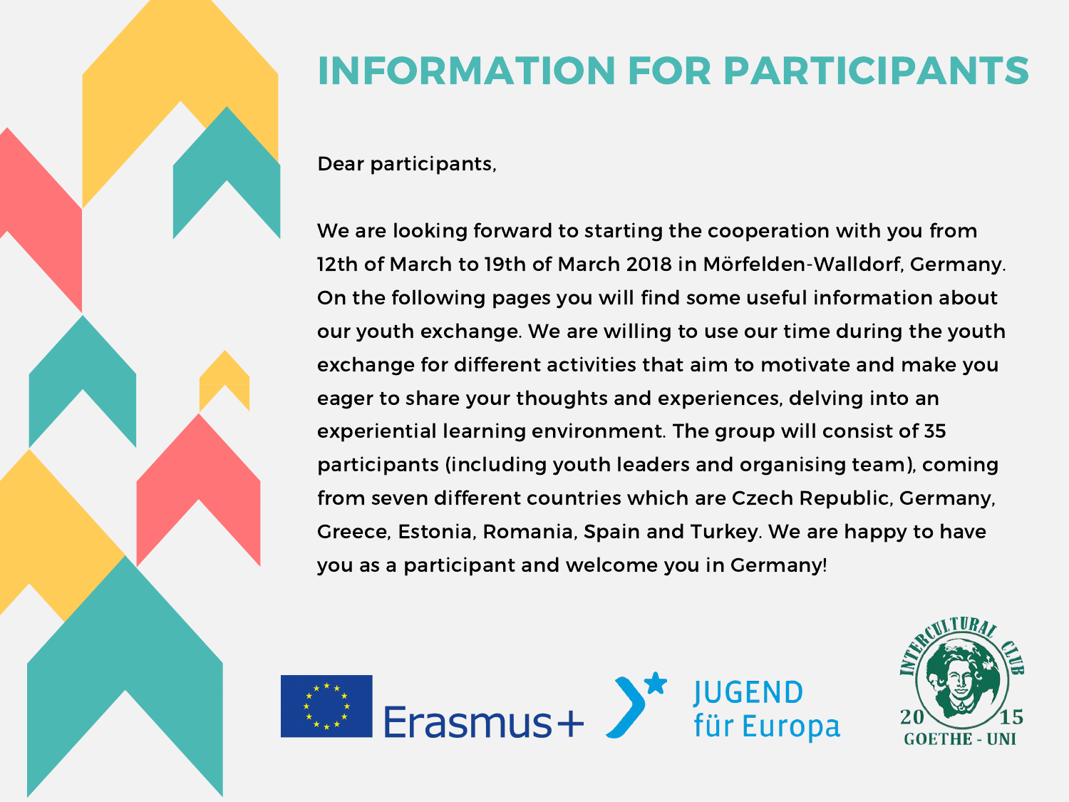# INFORMATION FOR PARTICIPANTS

Dear participants,

We are looking forward to starting the cooperation with you from 12th of March to 19th of March 2018 in Mörfelden-Walldorf, Germany. On the following pages you will find some useful information about our youth exchange. We are willing to use our time during the youth exchange for different activities that aim to motivate and make you eager to share your thoughts and experiences, delving into an experiential learning environment. The group will consist of 35 participants (including youth leaders and organising team), coming from seven different countries which are Czech Republic, Germany, Greece, Estonia, Romania, Spain and Turkey. We are happy to have you as a participant and welcome you in Germany!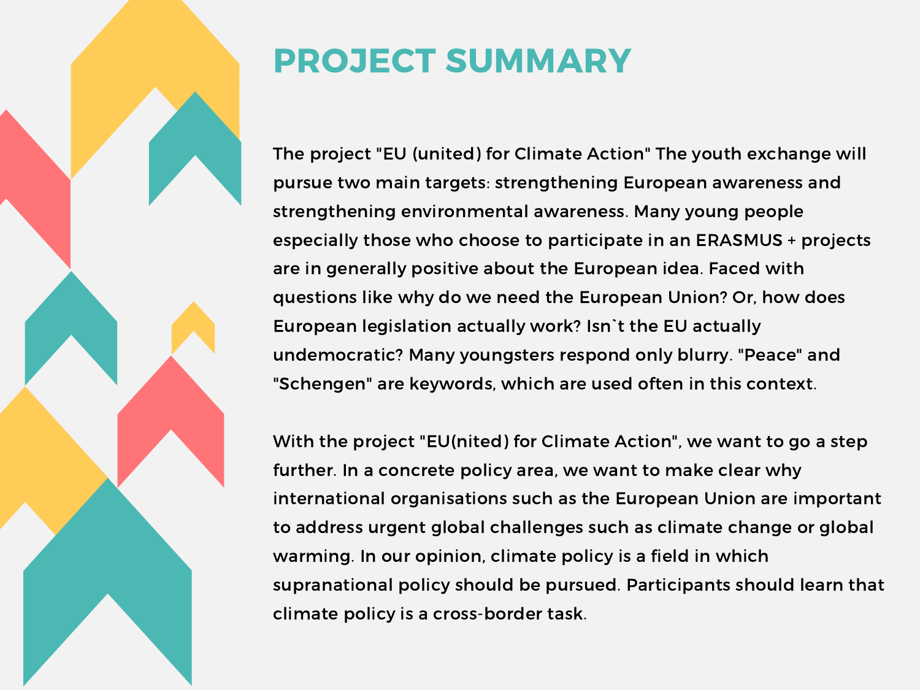# PROJECT SUMMARY

The project "EU (united) for Climate Action" The youth exchange will pursue two main targets: strengthening European awareness and strengthening environmental awareness. Many young people especially those who choose to participate in an ERASMUS + projects are in generally positive about the European idea. Faced with questions like why do we need the European Union? Or, how does European legislation actually work? Isn`t the EU actually undemocratic? Many youngsters respond only blurry. "Peace" and "Schengen" are keywords, which are used often in this context.

With the project "EU(nited) for Climate Action", we want to go a step further. In a concrete policy area, we want to make clear why international organisations such as the European Union are important to address urgent global challenges such as climate change or global warming. In our opinion, climate policy is a field in which supranational policy should be pursued. Participants should learn that climate policy is a cross-border task.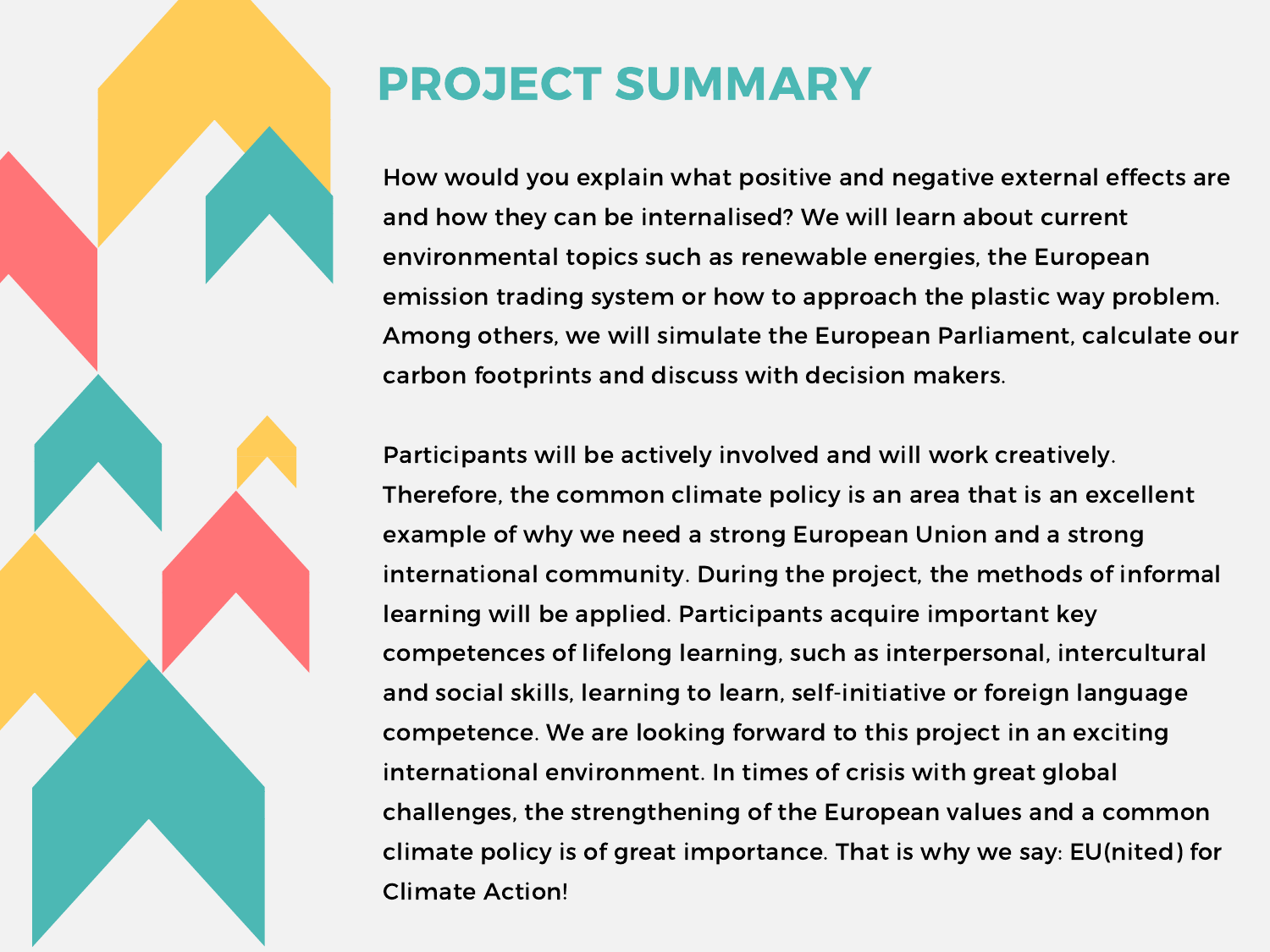# PROJECT SUMMARY

How would you explain what positive and negative external effects are and how they can be internalised? We will learn about current environmental topics such as renewable energies, the European emission trading system or how to approach the plastic way problem. Among others, we will simulate the European Parliament, calculate our carbon footprints and discuss with decision makers.

Participants will be actively involved and will work creatively. Therefore, the common climate policy is an area that is an excellent example of why we need a strong European Union and a strong international community. During the project, the methods of informal learning will be applied. Participants acquire important key competences of lifelong learning, such as interpersonal, intercultural and social skills, learning to learn, self-initiative or foreign language competence. We are looking forward to this project in an exciting international environment. In times of crisis with great global challenges, the strengthening of the European values and a common climate policy is of great importance. That is why we say: EU(nited) for Climate Action!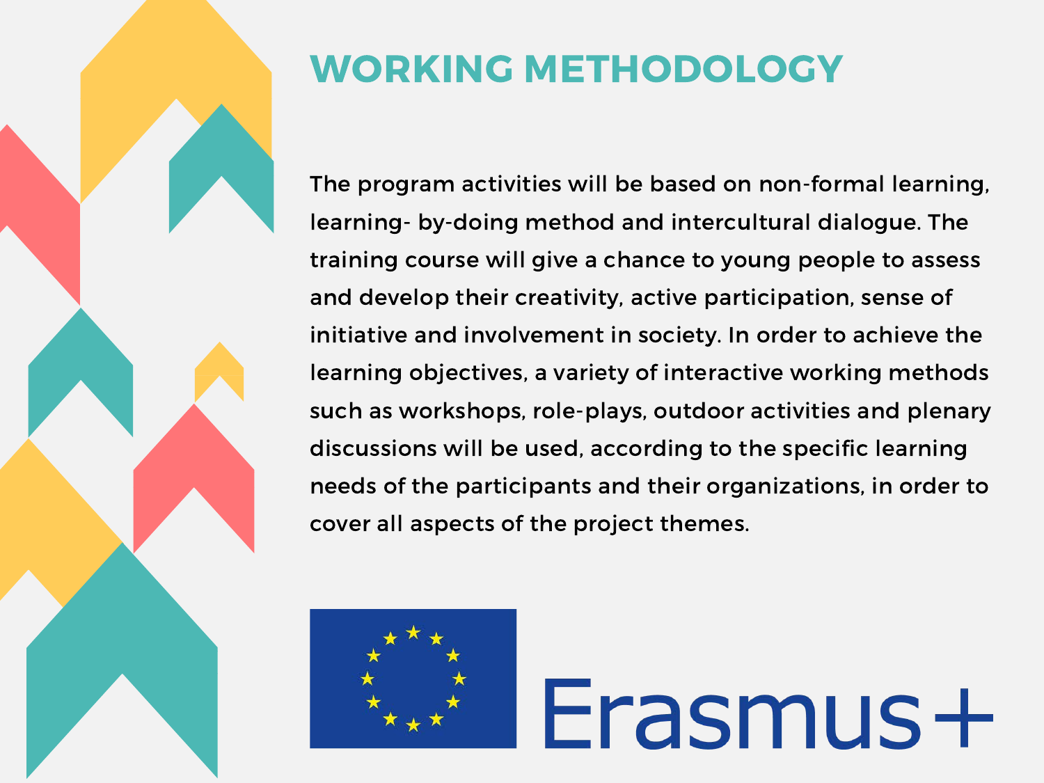# WORKING METHODOLOGY

The program activities will be based on non-formal learning, learning- by-doing method and intercultural dialogue. The training course will give a chance to young people to assess and develop their creativity, active participation, sense of initiative and involvement in society. In order to achieve the learning objectives, a variety of interactive working methods such as workshops, role-plays, outdoor activities and plenary discussions will be used, according to the specific learning needs of the participants and their organizations, in order to cover all aspects of the project themes.

Erasmus+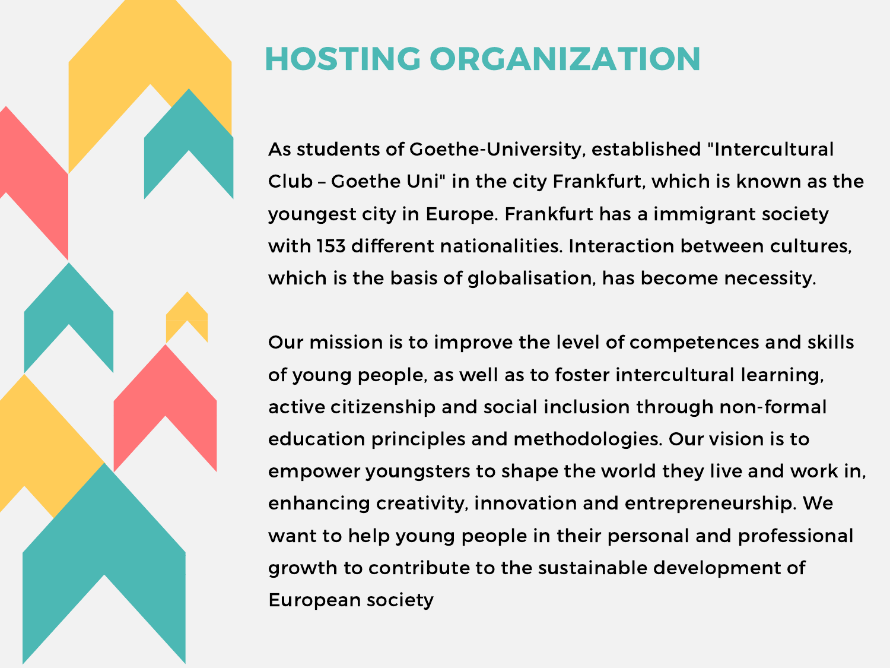# HOSTING ORGANIZATION

As students of Goethe-University, established "Intercultural Club – Goethe Uni" in the city Frankfurt, which is known as the youngest city in Europe. Frankfurt has a immigrant society with 153 different nationalities. Interaction between cultures, which is the basis of globalisation, has become necessity.

Our mission is to improve the level of competences and skills of young people, as well as to foster intercultural learning, active citizenship and social inclusion through non-formal education principles and methodologies. Our vision is to empower youngsters to shape the world they live and work in, enhancing creativity, innovation and entrepreneurship. We want to help young people in their personal and professional growth to contribute to the sustainable development of European society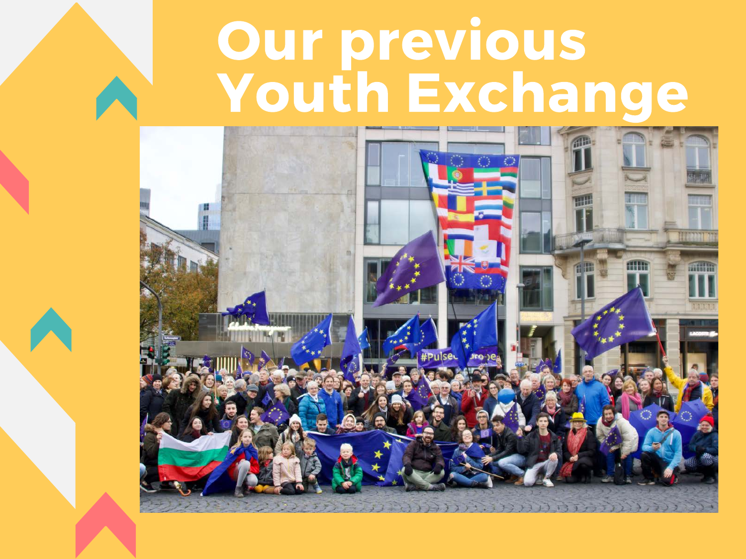# Our previous Youth Exchange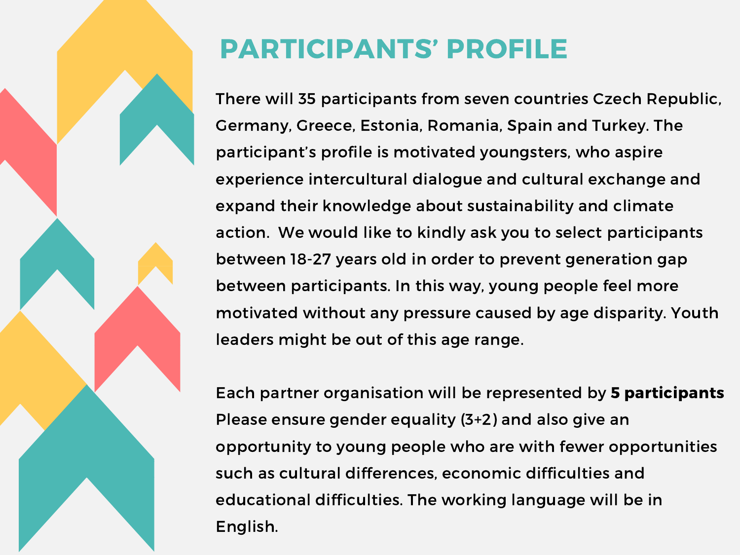# PARTICIPANTS' PROFILE

There will 35 participants from seven countries Czech Republic, Germany, Greece, Estonia, Romania, Spain and Turkey. The participant's profile is motivated youngsters, who aspire experience intercultural dialogue and cultural exchange and expand their knowledge about sustainability and climate action.  We would like to kindly ask you to select participants between 18-27 years old in order to prevent generation gap between participants. In this way, young people feel more motivated without any pressure caused by age disparity. Youth leaders might be out of this age range.

Each partner organisation will be represented by **5 participants** Please ensure gender equality (3+2) and also give an opportunity to young people who are with fewer opportunities such as cultural differences, economic difficulties and educational difficulties. The working language will be in English.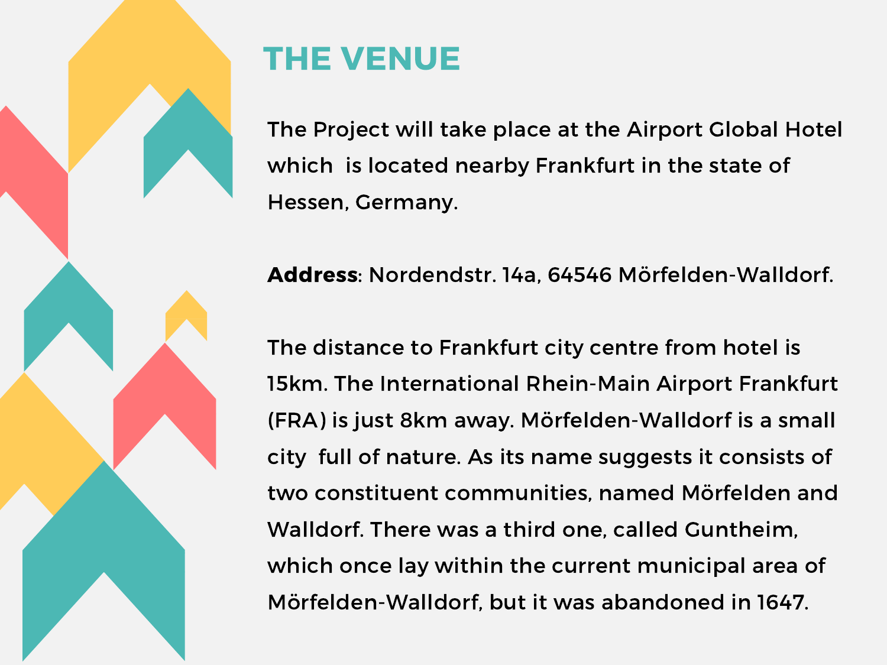# THE VENUE

The Project will take place at the Airport Global Hotel which is located nearby Frankfurt in the state of Hessen, Germany.

**Address**: Nordendstr. 14a, 64546 Mörfelden-Walldorf.

The distance to Frankfurt city centre from hotel is 15km. The International Rhein-Main Airport Frankfurt (FRA) is just 8km away. Mörfelden-Walldorf is a small city full of nature. As its name suggests it consists of two constituent communities, named Mörfelden and Walldorf. There was a third one, called Guntheim, which once lay within the current municipal area of Mörfelden-Walldorf, but it was abandoned in 1647.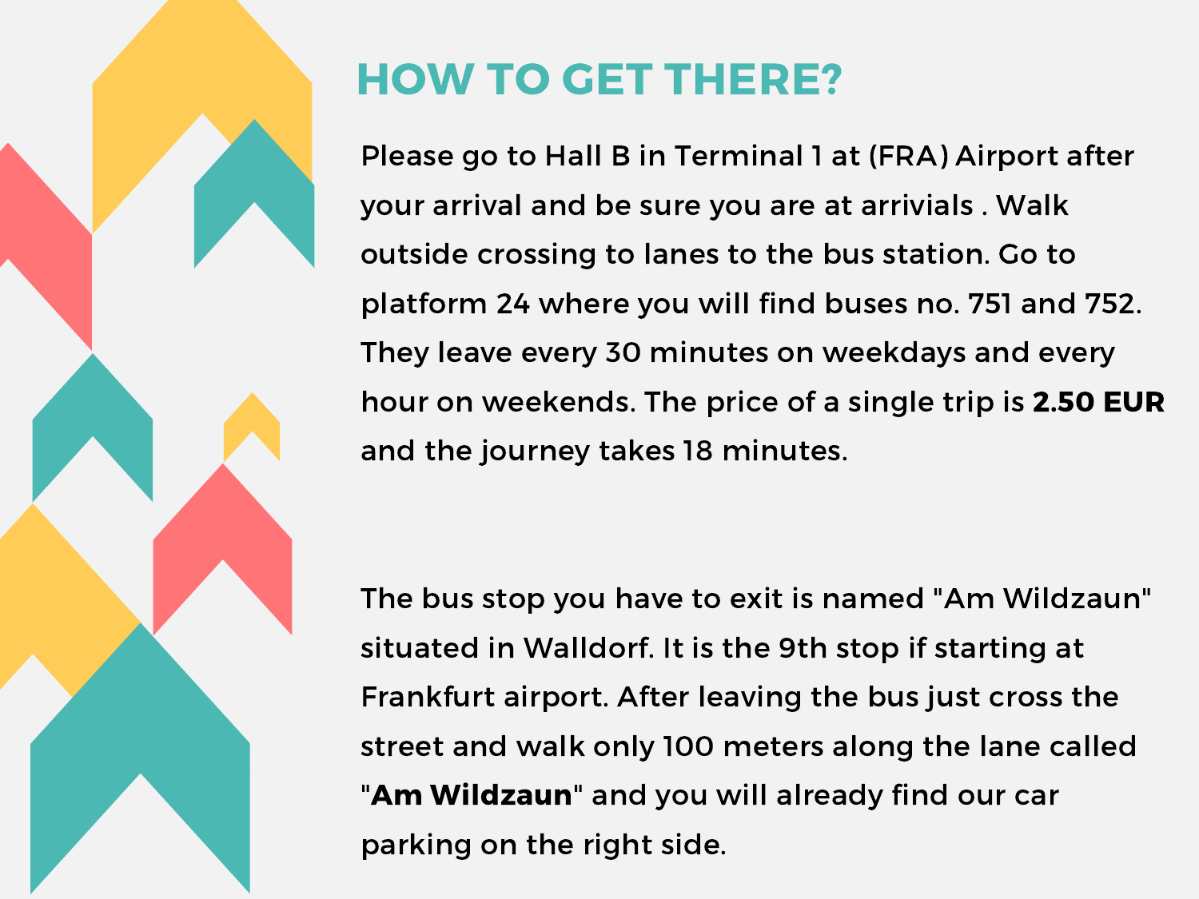# HOW TO GET THERE?

Please go to Hall B in Terminal 1 at (FRA) Airport after your arrival and be sure you are at arrivials . Walk outside crossing to lanes to the bus station. Go to platform 24 where you will find buses no. 751 and 752. They leave every 30 minutes on weekdays and every hour on weekends. The price of a single trip is **2.50 EUR** and the journey takes 18 minutes.

The bus stop you have to exit is named "Am Wildzaun" situated in Walldorf. It is the 9th stop if starting at Frankfurt airport. After leaving the bus just cross the street and walk only 100 meters along the lane called "**Am Wildzaun**" and you will already find our car parking on the right side.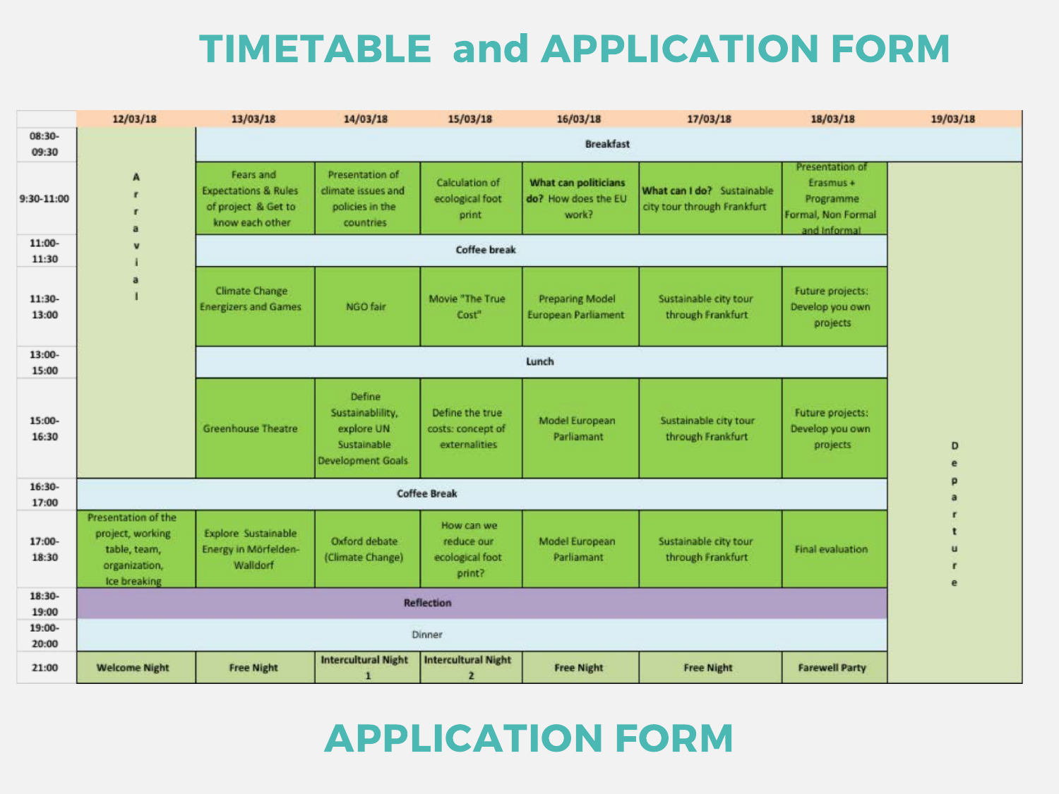# TIMETABLE and APPLICATION FORM

| | 12/03/18 | 13/03/18 | 14/03/18 | 15/03/18 | 16/03/18 | 17/03/18 | 18/03/18 | 19/03/18 |
|---|---|---|---|---|---|---|---|---|
| 08:30-09:30 | Arrival | Breakfast | | | | | | |
| 9:30-11:00 | | Fears and Expectations & Rules of project & Get to know each other | Presentation of climate issues and policies in the countries | Calculation of ecological foot print | **What can politicians do?** How does the EU work? | **What can I do?** Sustainable city tour through Frankfurt | Presentation of Erasmus + Programme Formal, Non Formal and Informal | Departure |
| 11:00-11:30 | | **Coffee break** | | | | | | |
| 11:30-13:00 | | Climate Change Energizers and Games | NGO fair | Movie "The True Cost" | Preparing Model European Parliament | Sustainable city tour through Frankfurt | Future projects: Develop you own projects | |
| 13:00-15:00 | | **Lunch** | | | | | | |
| 15:00-16:30 | | Greenhouse Theatre | Define Sustainablility, explore UN Sustainable Development Goals | Define the true costs: concept of externalities | Model European Parliamant | Sustainable city tour through Frankfurt | Future projects: Develop you own projects | |
| 16:30-17:00 | **Coffee Break** | | | | | | | |
| 17:00-18:30 | Presentation of the project, working table, team, organization, Ice breaking | Explore Sustainable Energy in Mörfelden-Walldorf | Oxford debate (Climate Change) | How can we reduce our ecological foot print? | Model European Parliamant | Sustainable city tour through Frankfurt | Final evaluation | |
| 18:30-19:00 | **Reflection** | | | | | | | |
| 19:00-20:00 | Dinner | | | | | | | |
| 21:00 | **Welcome Night** | **Free Night** | **Intercultural Night 1** | **Intercultural Night 2** | **Free Night** | **Free Night** | **Farewell Party** | |

# APPLICATION FORM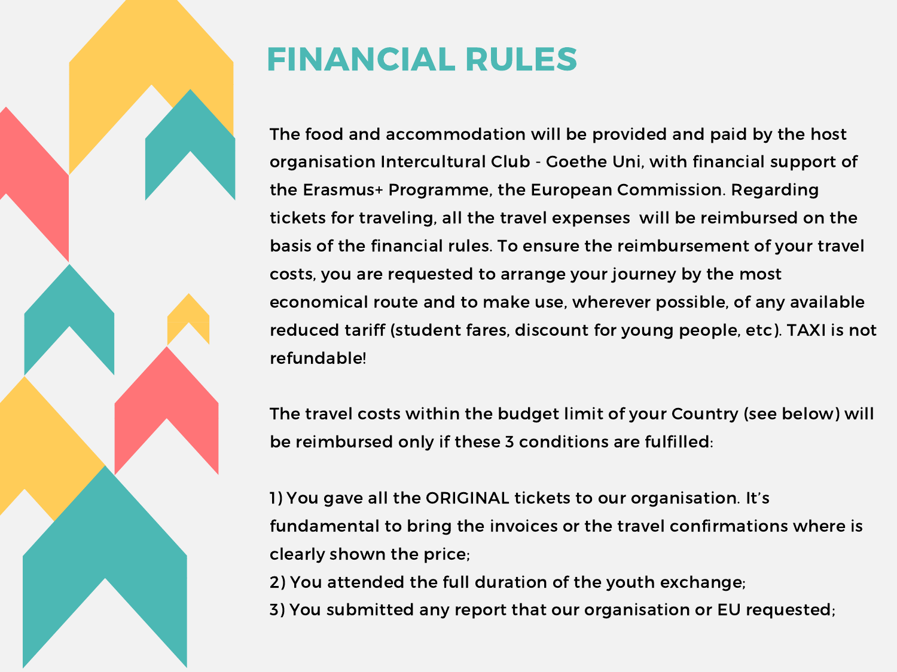# FINANCIAL RULES

The food and accommodation will be provided and paid by the host organisation Intercultural Club - Goethe Uni, with financial support of the Erasmus+ Programme, the European Commission. Regarding tickets for traveling, all the travel expenses will be reimbursed on the basis of the financial rules. To ensure the reimbursement of your travel costs, you are requested to arrange your journey by the most economical route and to make use, wherever possible, of any available reduced tariff (student fares, discount for young people, etc). TAXI is not refundable!

The travel costs within the budget limit of your Country (see below) will be reimbursed only if these 3 conditions are fulfilled:

1) You gave all the ORIGINAL tickets to our organisation. It's fundamental to bring the invoices or the travel confirmations where is clearly shown the price;
2) You attended the full duration of the youth exchange;
3) You submitted any report that our organisation or EU requested;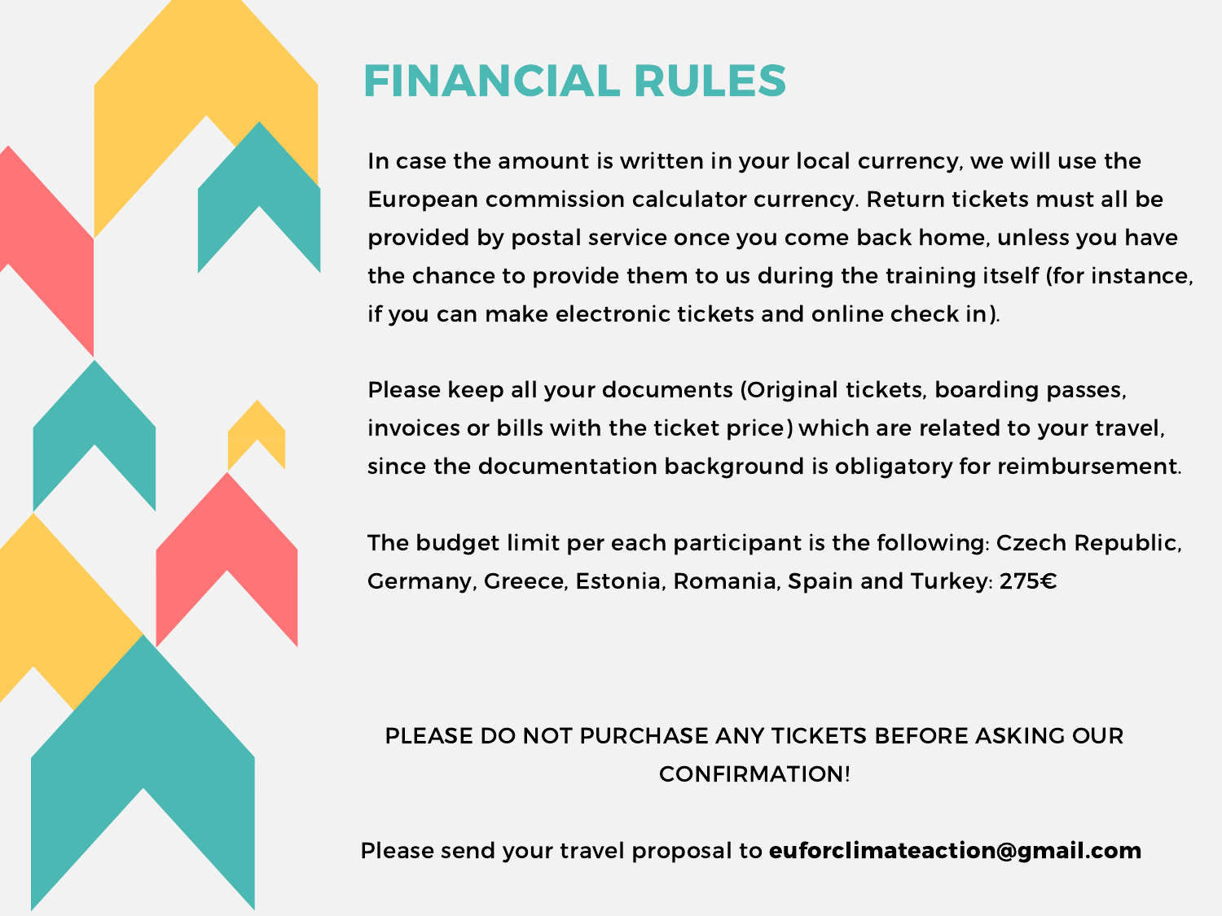# FINANCIAL RULES

In case the amount is written in your local currency, we will use the European commission calculator currency. Return tickets must all be provided by postal service once you come back home, unless you have the chance to provide them to us during the training itself (for instance, if you can make electronic tickets and online check in).

Please keep all your documents (Original tickets, boarding passes, invoices or bills with the ticket price) which are related to your travel, since the documentation background is obligatory for reimbursement.

The budget limit per each participant is the following: Czech Republic, Germany, Greece, Estonia, Romania, Spain and Turkey: 275€

PLEASE DO NOT PURCHASE ANY TICKETS BEFORE ASKING OUR CONFIRMATION!

Please send your travel proposal to **euforclimateaction@gmail.com**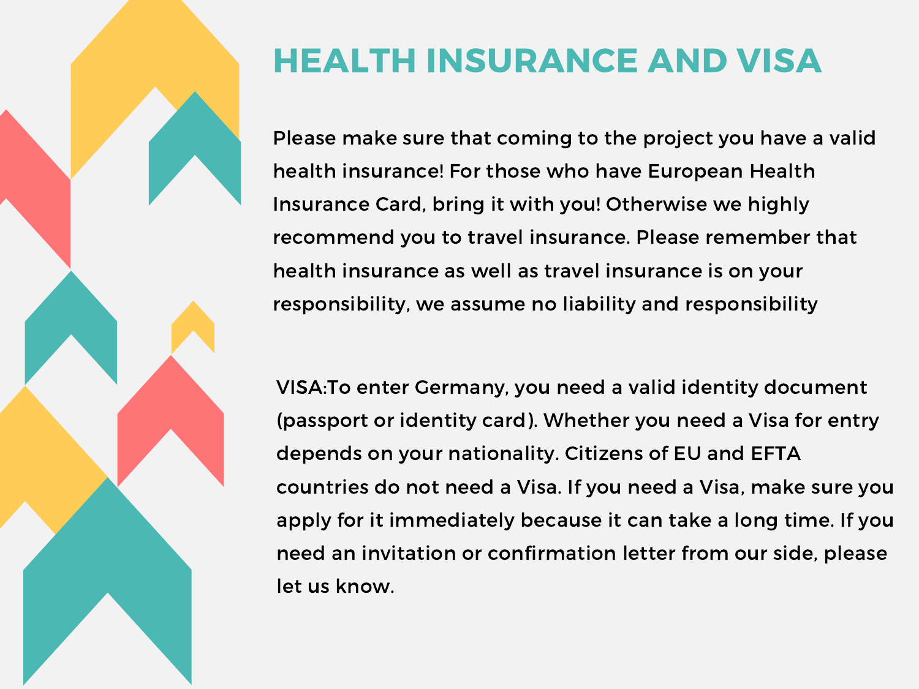# HEALTH INSURANCE AND VISA

Please make sure that coming to the project you have a valid health insurance! For those who have European Health Insurance Card, bring it with you! Otherwise we highly recommend you to travel insurance. Please remember that health insurance as well as travel insurance is on your responsibility, we assume no liability and responsibility

VISA:To enter Germany, you need a valid identity document (passport or identity card). Whether you need a Visa for entry depends on your nationality. Citizens of EU and EFTA countries do not need a Visa. If you need a Visa, make sure you apply for it immediately because it can take a long time. If you need an invitation or confirmation letter from our side, please let us know.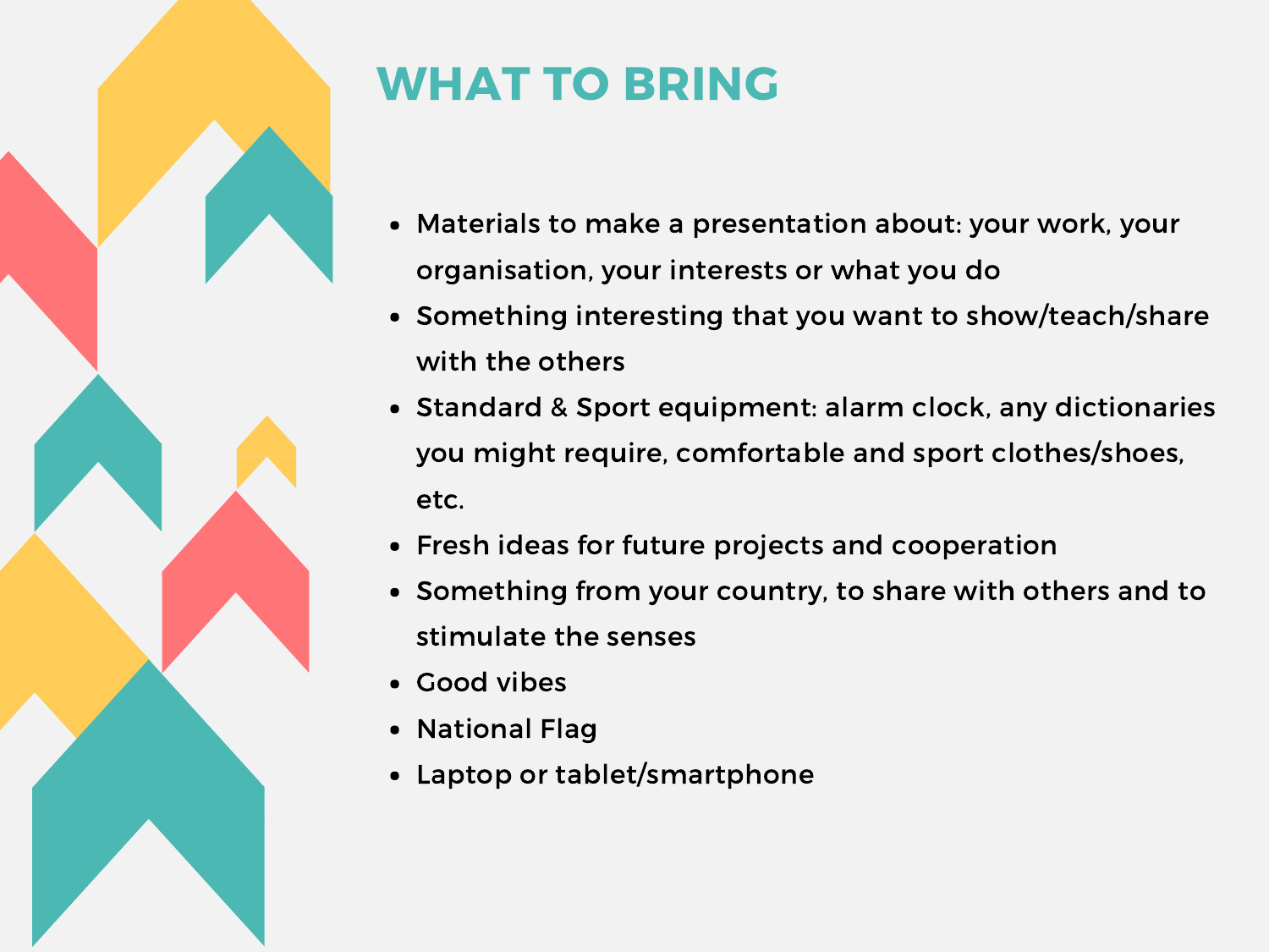## WHAT TO BRING

- Materials to make a presentation about: your work, your organisation, your interests or what you do
- Something interesting that you want to show/teach/share with the others
- Standard & Sport equipment: alarm clock, any dictionaries you might require, comfortable and sport clothes/shoes, etc.
- Fresh ideas for future projects and cooperation
- Something from your country, to share with others and to stimulate the senses
- Good vibes
- National Flag
- Laptop or tablet/smartphone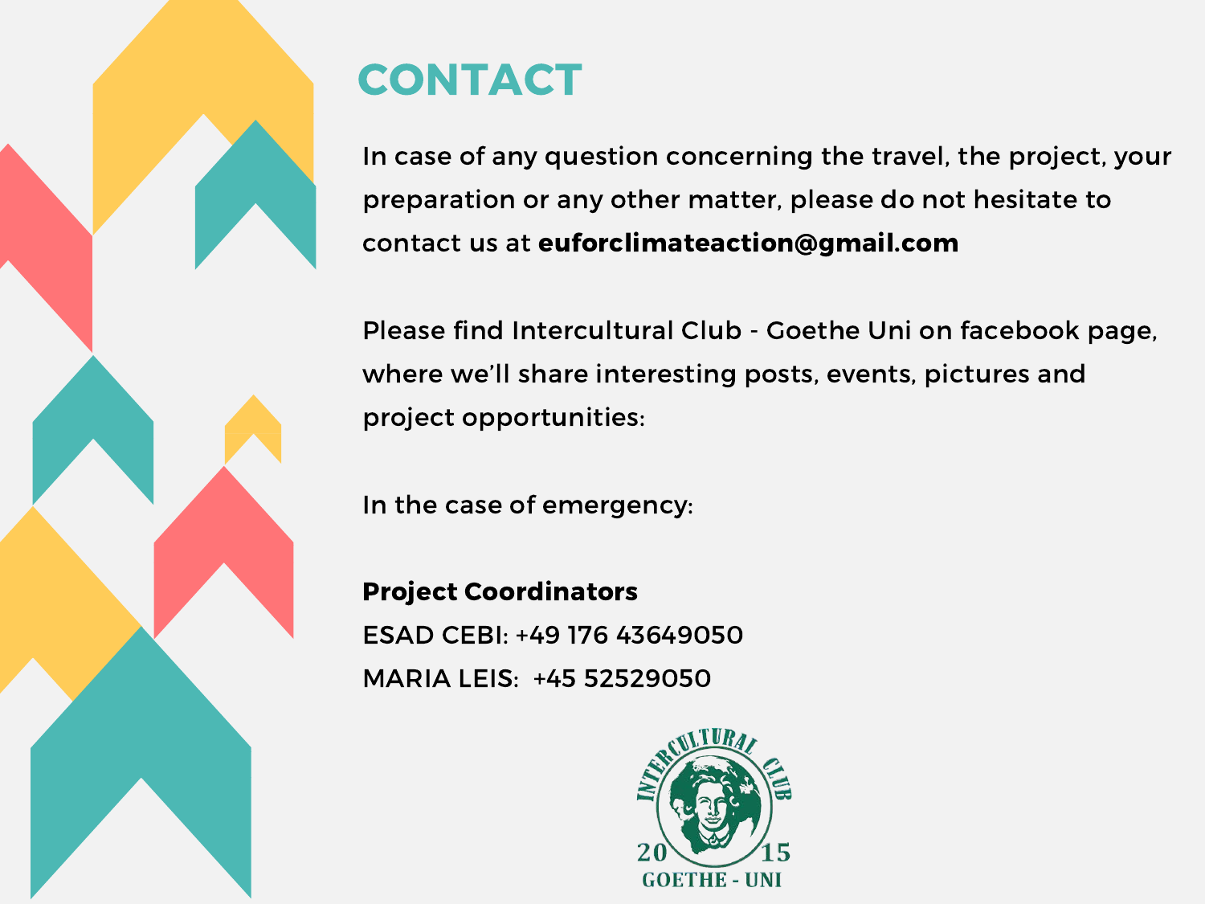# CONTACT

In case of any question concerning the travel, the project, your preparation or any other matter, please do not hesitate to contact us at **euforclimateaction@gmail.com**

Please find Intercultural Club - Goethe Uni on facebook page, where we'll share interesting posts, events, pictures and project opportunities:

In the case of emergency:

**Project Coordinators**
ESAD CEBI: +49 176 43649050
MARIA LEIS: +45 52529050

INTERCULTURAL CLUB
2015
GOETHE - UNI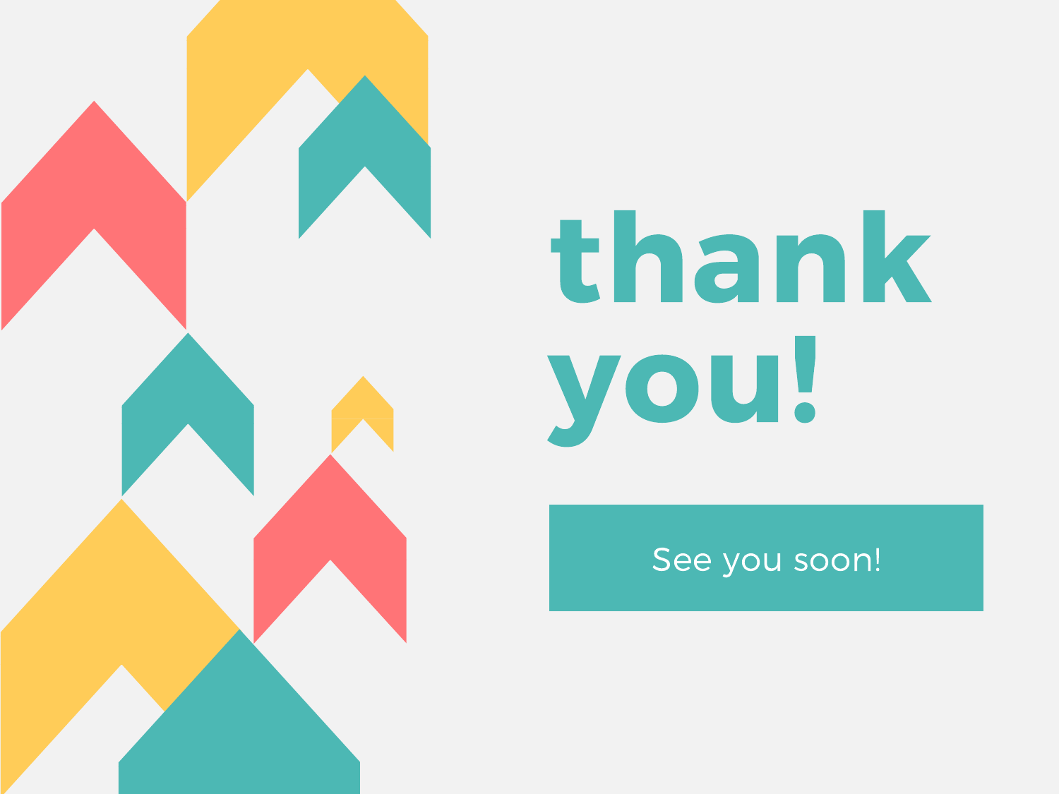# thank you!

See you soon!